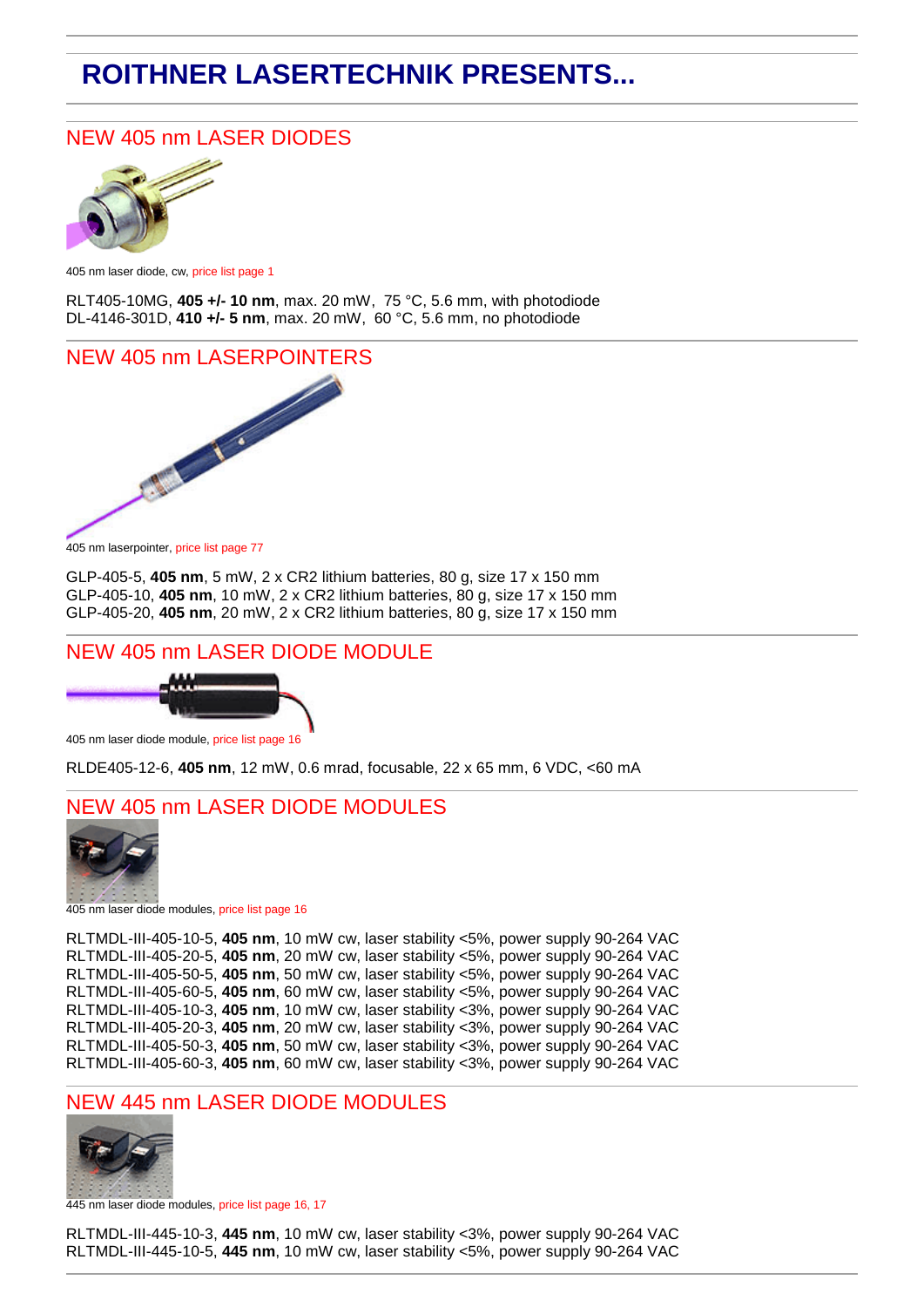# ROITHNER LASERTECHNIK PRESENTS...

## NEW 405 nm LASER DIODES

405 nm laser diode, cw, price list page 1

RLT405-10MG, **405 +/- 10 nm**, max. 20 mW, 75 °C, 5.6 mm, with photodiode
DL-4146-301D, **410 +/- 5 nm**, max. 20 mW, 60 °C, 5.6 mm, no photodiode

## NEW 405 nm LASERPOINTERS

405 nm laserpointer, price list page 77

GLP-405-5, **405 nm**, 5 mW, 2 x CR2 lithium batteries, 80 g, size 17 x 150 mm
GLP-405-10, **405 nm**, 10 mW, 2 x CR2 lithium batteries, 80 g, size 17 x 150 mm
GLP-405-20, **405 nm**, 20 mW, 2 x CR2 lithium batteries, 80 g, size 17 x 150 mm

## NEW 405 nm LASER DIODE MODULE

405 nm laser diode module, price list page 16

RLDE405-12-6, **405 nm**, 12 mW, 0.6 mrad, focusable, 22 x 65 mm, 6 VDC, <60 mA

## NEW 405 nm LASER DIODE MODULES

405 nm laser diode modules, price list page 16

RLTMDL-III-405-10-5, **405 nm**, 10 mW cw, laser stability <5%, power supply 90-264 VAC
RLTMDL-III-405-20-5, **405 nm**, 20 mW cw, laser stability <5%, power supply 90-264 VAC
RLTMDL-III-405-50-5, **405 nm**, 50 mW cw, laser stability <5%, power supply 90-264 VAC
RLTMDL-III-405-60-5, **405 nm**, 60 mW cw, laser stability <5%, power supply 90-264 VAC
RLTMDL-III-405-10-3, **405 nm**, 10 mW cw, laser stability <3%, power supply 90-264 VAC
RLTMDL-III-405-20-3, **405 nm**, 20 mW cw, laser stability <3%, power supply 90-264 VAC
RLTMDL-III-405-50-3, **405 nm**, 50 mW cw, laser stability <3%, power supply 90-264 VAC
RLTMDL-III-405-60-3, **405 nm**, 60 mW cw, laser stability <3%, power supply 90-264 VAC

## NEW 445 nm LASER DIODE MODULES

445 nm laser diode modules, price list page 16, 17

RLTMDL-III-445-10-3, **445 nm**, 10 mW cw, laser stability <3%, power supply 90-264 VAC
RLTMDL-III-445-10-5, **445 nm**, 10 mW cw, laser stability <5%, power supply 90-264 VAC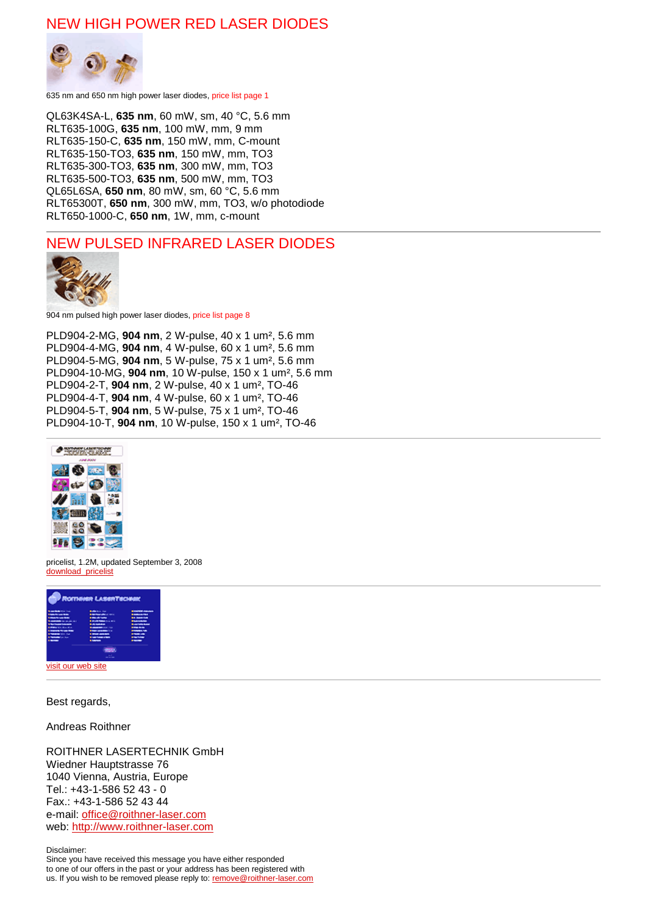# NEW HIGH POWER RED LASER DIODES

635 nm and 650 nm high power laser diodes, price list page 1

QL63K4SA-L, **635 nm**, 60 mW, sm, 40 °C, 5.6 mm
RLT635-100G, **635 nm**, 100 mW, mm, 9 mm
RLT635-150-C, **635 nm**, 150 mW, mm, C-mount
RLT635-150-TO3, **635 nm**, 150 mW, mm, TO3
RLT635-300-TO3, **635 nm**, 300 mW, mm, TO3
RLT635-500-TO3, **635 nm**, 500 mW, mm, TO3
QL65L6SA, **650 nm**, 80 mW, sm, 60 °C, 5.6 mm
RLT65300T, **650 nm**, 300 mW, mm, TO3, w/o photodiode
RLT650-1000-C, **650 nm**, 1W, mm, c-mount

---

# NEW PULSED INFRARED LASER DIODES

904 nm pulsed high power laser diodes, price list page 8

PLD904-2-MG, **904 nm**, 2 W-pulse, 40 x 1 um², 5.6 mm
PLD904-4-MG, **904 nm**, 4 W-pulse, 60 x 1 um², 5.6 mm
PLD904-5-MG, **904 nm**, 5 W-pulse, 75 x 1 um², 5.6 mm
PLD904-10-MG, **904 nm**, 10 W-pulse, 150 x 1 um², 5.6 mm
PLD904-2-T, **904 nm**, 2 W-pulse, 40 x 1 um², TO-46
PLD904-4-T, **904 nm**, 4 W-pulse, 60 x 1 um², TO-46
PLD904-5-T, **904 nm**, 5 W-pulse, 75 x 1 um², TO-46
PLD904-10-T, **904 nm**, 10 W-pulse, 150 x 1 um², TO-46

---

pricelist, 1.2M, updated September 3, 2008
download pricelist

---

visit our web site

---

Best regards,

Andreas Roithner

ROITHNER LASERTECHNIK GmbH
Wiedner Hauptstrasse 76
1040 Vienna, Austria, Europe
Tel.: +43-1-586 52 43 - 0
Fax.: +43-1-586 52 43 44
e-mail: office@roithner-laser.com
web: http://www.roithner-laser.com

Disclaimer:
Since you have received this message you have either responded
to one of our offers in the past or your address has been registered with
us. If you wish to be removed please reply to: remove@roithner-laser.com